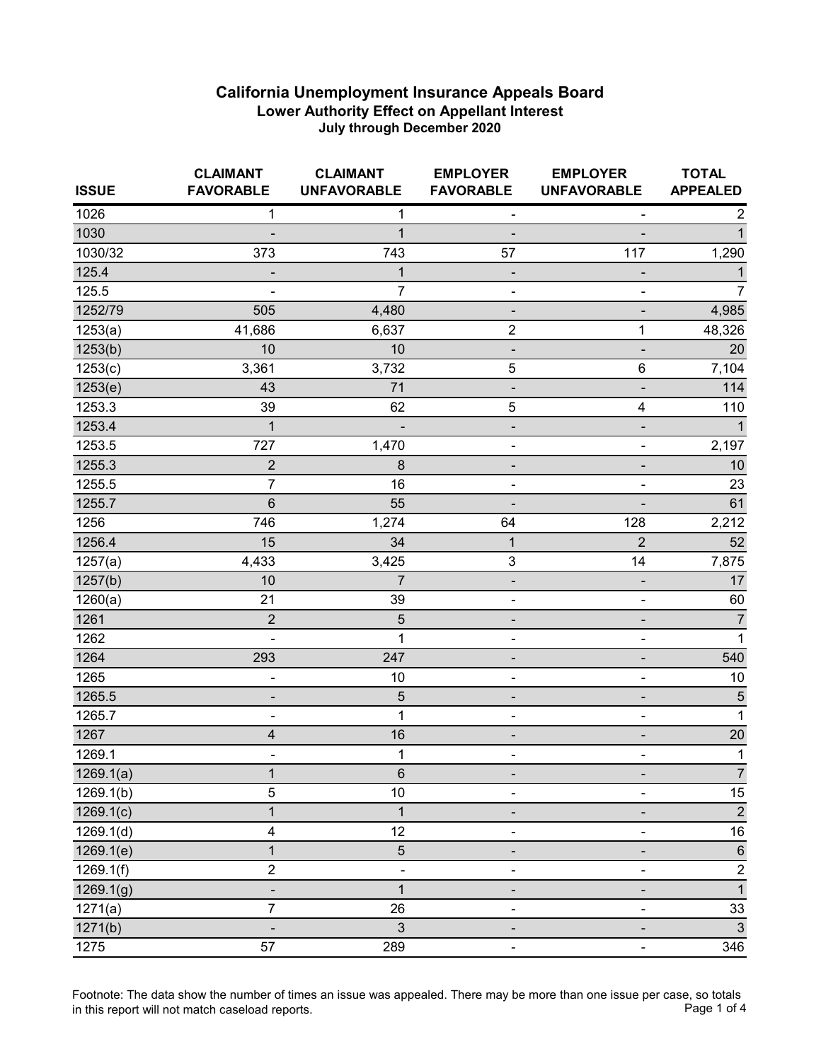# California Unemployment Insurance Appeals Board

## Lower Authority Effect on Appellant Interest

### July through December 2020

| ISSUE | CLAIMANT FAVORABLE | CLAIMANT UNFAVORABLE | EMPLOYER FAVORABLE | EMPLOYER UNFAVORABLE | TOTAL APPEALED |
|---|---|---|---|---|---|
| 1026 | 1 | 1 | - | - | 2 |
| 1030 | - | 1 | - | - | 1 |
| 1030/32 | 373 | 743 | 57 | 117 | 1,290 |
| 125.4 | - | 1 | - | - | 1 |
| 125.5 | - | 7 | - | - | 7 |
| 1252/79 | 505 | 4,480 | - | - | 4,985 |
| 1253(a) | 41,686 | 6,637 | 2 | 1 | 48,326 |
| 1253(b) | 10 | 10 | - | - | 20 |
| 1253(c) | 3,361 | 3,732 | 5 | 6 | 7,104 |
| 1253(e) | 43 | 71 | - | - | 114 |
| 1253.3 | 39 | 62 | 5 | 4 | 110 |
| 1253.4 | 1 | - | - | - | 1 |
| 1253.5 | 727 | 1,470 | - | - | 2,197 |
| 1255.3 | 2 | 8 | - | - | 10 |
| 1255.5 | 7 | 16 | - | - | 23 |
| 1255.7 | 6 | 55 | - | - | 61 |
| 1256 | 746 | 1,274 | 64 | 128 | 2,212 |
| 1256.4 | 15 | 34 | 1 | 2 | 52 |
| 1257(a) | 4,433 | 3,425 | 3 | 14 | 7,875 |
| 1257(b) | 10 | 7 | - | - | 17 |
| 1260(a) | 21 | 39 | - | - | 60 |
| 1261 | 2 | 5 | - | - | 7 |
| 1262 | - | 1 | - | - | 1 |
| 1264 | 293 | 247 | - | - | 540 |
| 1265 | - | 10 | - | - | 10 |
| 1265.5 | - | 5 | - | - | 5 |
| 1265.7 | - | 1 | - | - | 1 |
| 1267 | 4 | 16 | - | - | 20 |
| 1269.1 | - | 1 | - | - | 1 |
| 1269.1(a) | 1 | 6 | - | - | 7 |
| 1269.1(b) | 5 | 10 | - | - | 15 |
| 1269.1(c) | 1 | 1 | - | - | 2 |
| 1269.1(d) | 4 | 12 | - | - | 16 |
| 1269.1(e) | 1 | 5 | - | - | 6 |
| 1269.1(f) | 2 | - | - | - | 2 |
| 1269.1(g) | - | 1 | - | - | 1 |
| 1271(a) | 7 | 26 | - | - | 33 |
| 1271(b) | - | 3 | - | - | 3 |
| 1275 | 57 | 289 | - | - | 346 |

Footnote: The data show the number of times an issue was appealed. There may be more than one issue per case, so totals in this report will not match caseload reports.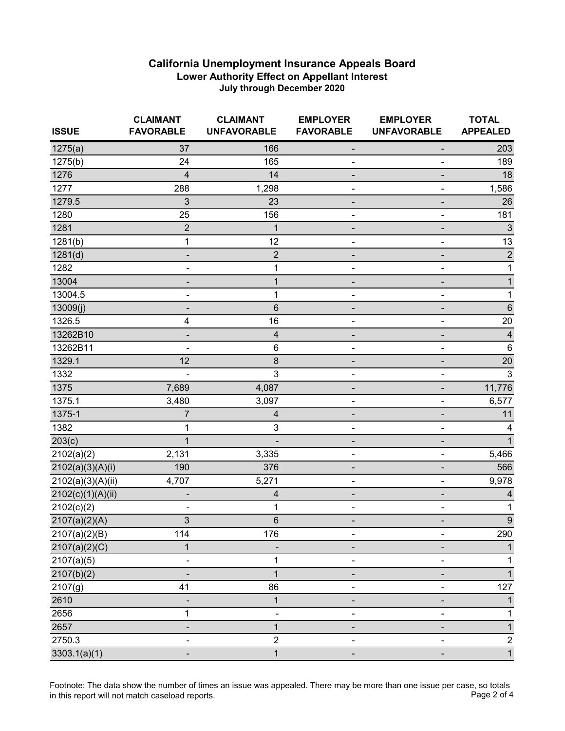# California Unemployment Insurance Appeals Board

## Lower Authority Effect on Appellant Interest

### July through December 2020

| ISSUE | CLAIMANT FAVORABLE | CLAIMANT UNFAVORABLE | EMPLOYER FAVORABLE | EMPLOYER UNFAVORABLE | TOTAL APPEALED |
|---|---|---|---|---|---|
| 1275(a) | 37 | 166 | - | - | 203 |
| 1275(b) | 24 | 165 | - | - | 189 |
| 1276 | 4 | 14 | - | - | 18 |
| 1277 | 288 | 1,298 | - | - | 1,586 |
| 1279.5 | 3 | 23 | - | - | 26 |
| 1280 | 25 | 156 | - | - | 181 |
| 1281 | 2 | 1 | - | - | 3 |
| 1281(b) | 1 | 12 | - | - | 13 |
| 1281(d) | - | 2 | - | - | 2 |
| 1282 | - | 1 | - | - | 1 |
| 13004 | - | 1 | - | - | 1 |
| 13004.5 | - | 1 | - | - | 1 |
| 13009(j) | - | 6 | - | - | 6 |
| 1326.5 | 4 | 16 | - | - | 20 |
| 13262B10 | - | 4 | - | - | 4 |
| 13262B11 | - | 6 | - | - | 6 |
| 1329.1 | 12 | 8 | - | - | 20 |
| 1332 | - | 3 | - | - | 3 |
| 1375 | 7,689 | 4,087 | - | - | 11,776 |
| 1375.1 | 3,480 | 3,097 | - | - | 6,577 |
| 1375-1 | 7 | 4 | - | - | 11 |
| 1382 | 1 | 3 | - | - | 4 |
| 203(c) | 1 | - | - | - | 1 |
| 2102(a)(2) | 2,131 | 3,335 | - | - | 5,466 |
| 2102(a)(3)(A)(i) | 190 | 376 | - | - | 566 |
| 2102(a)(3)(A)(ii) | 4,707 | 5,271 | - | - | 9,978 |
| 2102(c)(1)(A)(ii) | - | 4 | - | - | 4 |
| 2102(c)(2) | - | 1 | - | - | 1 |
| 2107(a)(2)(A) | 3 | 6 | - | - | 9 |
| 2107(a)(2)(B) | 114 | 176 | - | - | 290 |
| 2107(a)(2)(C) | 1 | - | - | - | 1 |
| 2107(a)(5) | - | 1 | - | - | 1 |
| 2107(b)(2) | - | 1 | - | - | 1 |
| 2107(g) | 41 | 86 | - | - | 127 |
| 2610 | - | 1 | - | - | 1 |
| 2656 | 1 | - | - | - | 1 |
| 2657 | - | 1 | - | - | 1 |
| 2750.3 | - | 2 | - | - | 2 |
| 3303.1(a)(1) | - | 1 | - | - | 1 |

Footnote: The data show the number of times an issue was appealed. There may be more than one issue per case, so totals in this report will not match caseload reports.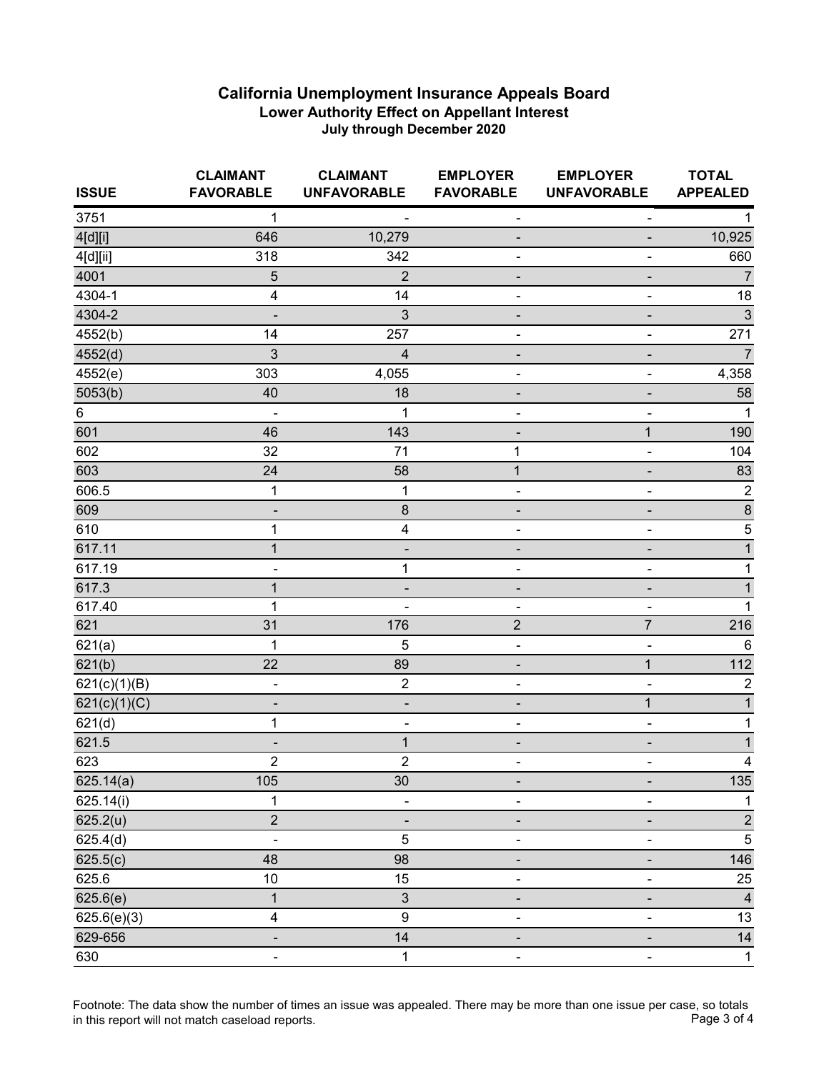## California Unemployment Insurance Appeals Board

### Lower Authority Effect on Appellant Interest

### July through December 2020

| ISSUE | CLAIMANT FAVORABLE | CLAIMANT UNFAVORABLE | EMPLOYER FAVORABLE | EMPLOYER UNFAVORABLE | TOTAL APPEALED |
|---|---|---|---|---|---|
| 3751 | 1 | - | - | - | 1 |
| 4[d][i] | 646 | 10,279 | - | - | 10,925 |
| 4[d][ii] | 318 | 342 | - | - | 660 |
| 4001 | 5 | 2 | - | - | 7 |
| 4304-1 | 4 | 14 | - | - | 18 |
| 4304-2 | - | 3 | - | - | 3 |
| 4552(b) | 14 | 257 | - | - | 271 |
| 4552(d) | 3 | 4 | - | - | 7 |
| 4552(e) | 303 | 4,055 | - | - | 4,358 |
| 5053(b) | 40 | 18 | - | - | 58 |
| 6 | - | 1 | - | - | 1 |
| 601 | 46 | 143 | - | 1 | 190 |
| 602 | 32 | 71 | 1 | - | 104 |
| 603 | 24 | 58 | 1 | - | 83 |
| 606.5 | 1 | 1 | - | - | 2 |
| 609 | - | 8 | - | - | 8 |
| 610 | 1 | 4 | - | - | 5 |
| 617.11 | 1 | - | - | - | 1 |
| 617.19 | - | 1 | - | - | 1 |
| 617.3 | 1 | - | - | - | 1 |
| 617.40 | 1 | - | - | - | 1 |
| 621 | 31 | 176 | 2 | 7 | 216 |
| 621(a) | 1 | 5 | - | - | 6 |
| 621(b) | 22 | 89 | - | 1 | 112 |
| 621(c)(1)(B) | - | 2 | - | - | 2 |
| 621(c)(1)(C) | - | - | - | 1 | 1 |
| 621(d) | 1 | - | - | - | 1 |
| 621.5 | - | 1 | - | - | 1 |
| 623 | 2 | 2 | - | - | 4 |
| 625.14(a) | 105 | 30 | - | - | 135 |
| 625.14(i) | 1 | - | - | - | 1 |
| 625.2(u) | 2 | - | - | - | 2 |
| 625.4(d) | - | 5 | - | - | 5 |
| 625.5(c) | 48 | 98 | - | - | 146 |
| 625.6 | 10 | 15 | - | - | 25 |
| 625.6(e) | 1 | 3 | - | - | 4 |
| 625.6(e)(3) | 4 | 9 | - | - | 13 |
| 629-656 | - | 14 | - | - | 14 |
| 630 | - | 1 | - | - | 1 |

Footnote: The data show the number of times an issue was appealed. There may be more than one issue per case, so totals in this report will not match caseload reports.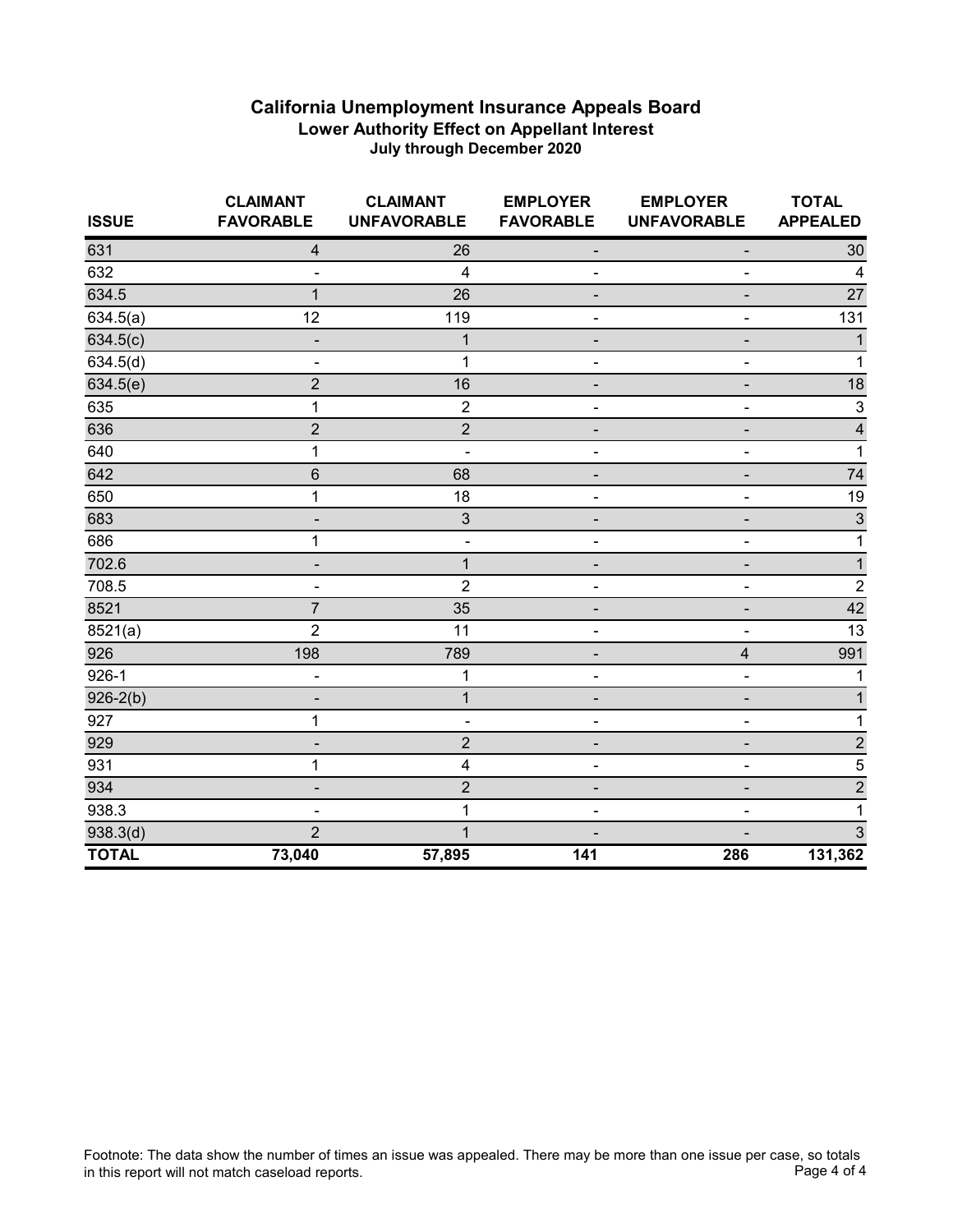## California Unemployment Insurance Appeals Board

### Lower Authority Effect on Appellant Interest

**July through December 2020**

| ISSUE | CLAIMANT FAVORABLE | CLAIMANT UNFAVORABLE | EMPLOYER FAVORABLE | EMPLOYER UNFAVORABLE | TOTAL APPEALED |
|---|---|---|---|---|---|
| 631 | 4 | 26 | - | - | 30 |
| 632 | - | 4 | - | - | 4 |
| 634.5 | 1 | 26 | - | - | 27 |
| 634.5(a) | 12 | 119 | - | - | 131 |
| 634.5(c) | - | 1 | - | - | 1 |
| 634.5(d) | - | 1 | - | - | 1 |
| 634.5(e) | 2 | 16 | - | - | 18 |
| 635 | 1 | 2 | - | - | 3 |
| 636 | 2 | 2 | - | - | 4 |
| 640 | 1 | - | - | - | 1 |
| 642 | 6 | 68 | - | - | 74 |
| 650 | 1 | 18 | - | - | 19 |
| 683 | - | 3 | - | - | 3 |
| 686 | 1 | - | - | - | 1 |
| 702.6 | - | 1 | - | - | 1 |
| 708.5 | - | 2 | - | - | 2 |
| 8521 | 7 | 35 | - | - | 42 |
| 8521(a) | 2 | 11 | - | - | 13 |
| 926 | 198 | 789 | - | 4 | 991 |
| 926-1 | - | 1 | - | - | 1 |
| 926-2(b) | - | 1 | - | - | 1 |
| 927 | 1 | - | - | - | 1 |
| 929 | - | 2 | - | - | 2 |
| 931 | 1 | 4 | - | - | 5 |
| 934 | - | 2 | - | - | 2 |
| 938.3 | - | 1 | - | - | 1 |
| 938.3(d) | 2 | 1 | - | - | 3 |
| **TOTAL** | **73,040** | **57,895** | **141** | **286** | **131,362** |

Footnote: The data show the number of times an issue was appealed. There may be more than one issue per case, so totals in this report will not match caseload reports.